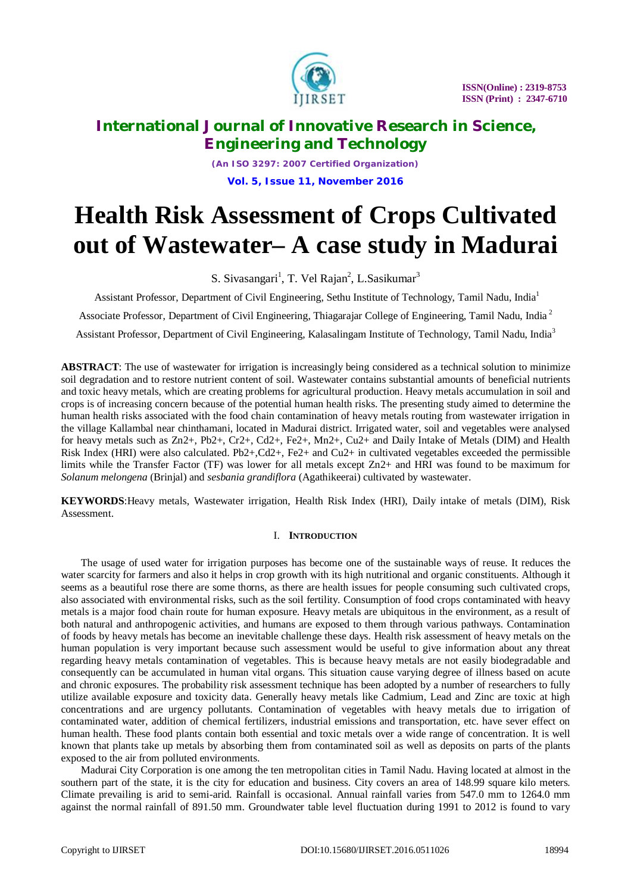# International Journal of Innovative Research in Science, Engineering and Technology

*(An ISO 3297: 2007 Certified Organization)*

**Vol. 5, Issue 11, November 2016**

# Health Risk Assessment of Crops Cultivated out of Wastewater– A case study in Madurai

S. Sivasangari[1], T. Vel Rajan[2], L.Sasikumar[3]

Assistant Professor, Department of Civil Engineering, Sethu Institute of Technology, Tamil Nadu, India[1]

Associate Professor, Department of Civil Engineering, Thiagarajar College of Engineering, Tamil Nadu, India [2]

Assistant Professor, Department of Civil Engineering, Kalasalingam Institute of Technology, Tamil Nadu, India[3]

**ABSTRACT**: The use of wastewater for irrigation is increasingly being considered as a technical solution to minimize soil degradation and to restore nutrient content of soil. Wastewater contains substantial amounts of beneficial nutrients and toxic heavy metals, which are creating problems for agricultural production. Heavy metals accumulation in soil and crops is of increasing concern because of the potential human health risks. The presenting study aimed to determine the human health risks associated with the food chain contamination of heavy metals routing from wastewater irrigation in the village Kallambal near chinthamani, located in Madurai district. Irrigated water, soil and vegetables were analysed for heavy metals such as $Zn^{2+}$, $Pb^{2+}$, $Cr^{2+}$, $Cd^{2+}$, $Fe^{2+}$, $Mn^{2+}$, $Cu^{2+}$ and Daily Intake of Metals (DIM) and Health Risk Index (HRI) were also calculated. $Pb^{2+}$,$Cd^{2+}$, $Fe^{2+}$ and $Cu^{2+}$ in cultivated vegetables exceeded the permissible limits while the Transfer Factor (TF) was lower for all metals except $Zn^{2+}$ and HRI was found to be maximum for *Solanum melongena* (Brinjal) and *sesbania grandiflora* (Agathikeerai) cultivated by wastewater.

**KEYWORDS**:Heavy metals, Wastewater irrigation, Health Risk Index (HRI), Daily intake of metals (DIM), Risk Assessment.

## I. INTRODUCTION

The usage of used water for irrigation purposes has become one of the sustainable ways of reuse. It reduces the water scarcity for farmers and also it helps in crop growth with its high nutritional and organic constituents. Although it seems as a beautiful rose there are some thorns, as there are health issues for people consuming such cultivated crops, also associated with environmental risks, such as the soil fertility. Consumption of food crops contaminated with heavy metals is a major food chain route for human exposure. Heavy metals are ubiquitous in the environment, as a result of both natural and anthropogenic activities, and humans are exposed to them through various pathways. Contamination of foods by heavy metals has become an inevitable challenge these days. Health risk assessment of heavy metals on the human population is very important because such assessment would be useful to give information about any threat regarding heavy metals contamination of vegetables. This is because heavy metals are not easily biodegradable and consequently can be accumulated in human vital organs. This situation cause varying degree of illness based on acute and chronic exposures. The probability risk assessment technique has been adopted by a number of researchers to fully utilize available exposure and toxicity data. Generally heavy metals like Cadmium, Lead and Zinc are toxic at high concentrations and are urgency pollutants. Contamination of vegetables with heavy metals due to irrigation of contaminated water, addition of chemical fertilizers, industrial emissions and transportation, etc. have sever effect on human health. These food plants contain both essential and toxic metals over a wide range of concentration. It is well known that plants take up metals by absorbing them from contaminated soil as well as deposits on parts of the plants exposed to the air from polluted environments.

Madurai City Corporation is one among the ten metropolitan cities in Tamil Nadu. Having located at almost in the southern part of the state, it is the city for education and business. City covers an area of 148.99 square kilo meters. Climate prevailing is arid to semi-arid. Rainfall is occasional. Annual rainfall varies from 547.0 mm to 1264.0 mm against the normal rainfall of 891.50 mm. Groundwater table level fluctuation during 1991 to 2012 is found to vary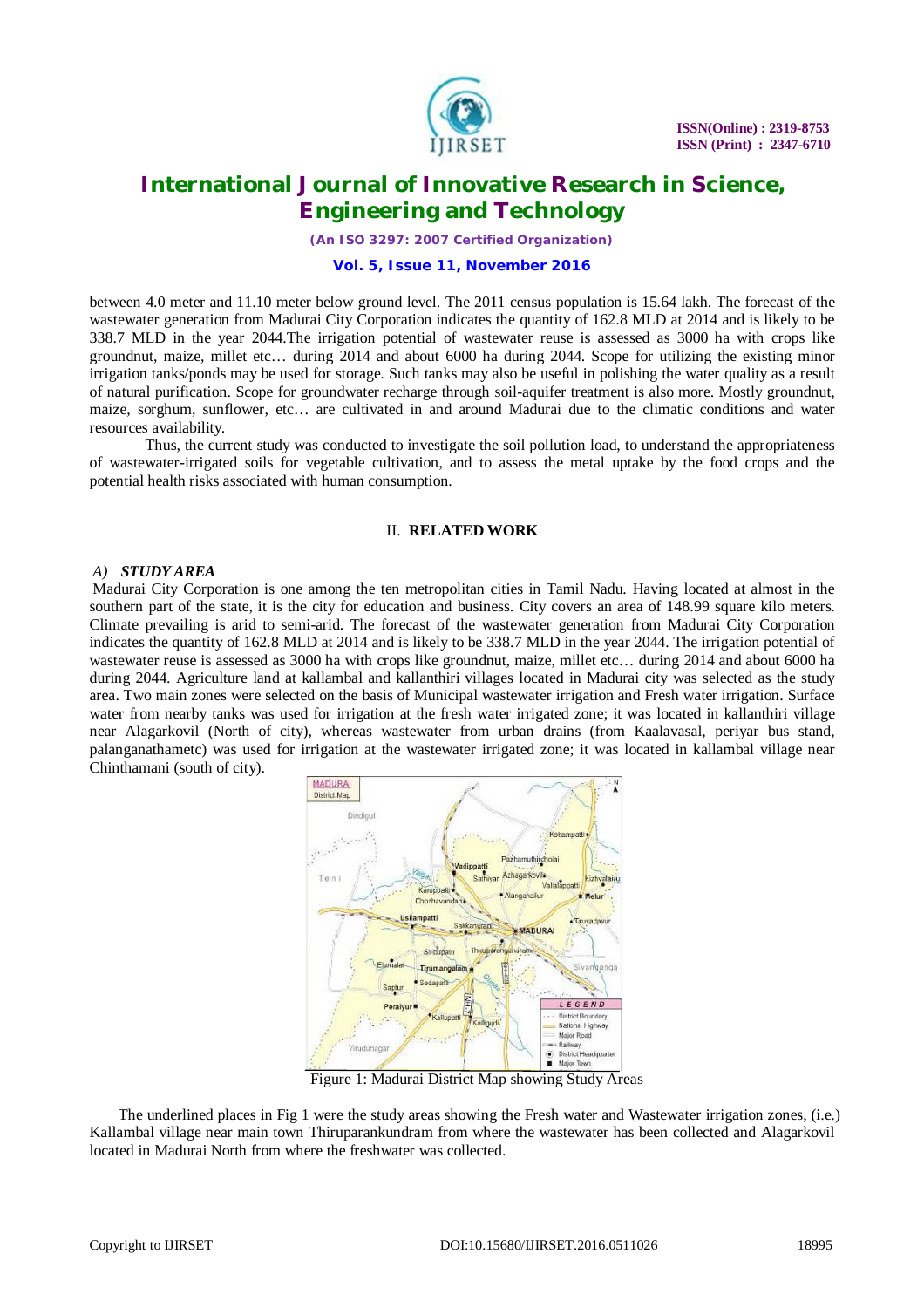between 4.0 meter and 11.10 meter below ground level. The 2011 census population is 15.64 lakh. The forecast of the wastewater generation from Madurai City Corporation indicates the quantity of 162.8 MLD at 2014 and is likely to be 338.7 MLD in the year 2044.The irrigation potential of wastewater reuse is assessed as 3000 ha with crops like groundnut, maize, millet etc… during 2014 and about 6000 ha during 2044. Scope for utilizing the existing minor irrigation tanks/ponds may be used for storage. Such tanks may also be useful in polishing the water quality as a result of natural purification. Scope for groundwater recharge through soil-aquifer treatment is also more. Mostly groundnut, maize, sorghum, sunflower, etc… are cultivated in and around Madurai due to the climatic conditions and water resources availability.

Thus, the current study was conducted to investigate the soil pollution load, to understand the appropriateness of wastewater-irrigated soils for vegetable cultivation, and to assess the metal uptake by the food crops and the potential health risks associated with human consumption.

## II. RELATED WORK

### *A) STUDY AREA*

Madurai City Corporation is one among the ten metropolitan cities in Tamil Nadu. Having located at almost in the southern part of the state, it is the city for education and business. City covers an area of 148.99 square kilo meters. Climate prevailing is arid to semi-arid. The forecast of the wastewater generation from Madurai City Corporation indicates the quantity of 162.8 MLD at 2014 and is likely to be 338.7 MLD in the year 2044. The irrigation potential of wastewater reuse is assessed as 3000 ha with crops like groundnut, maize, millet etc… during 2014 and about 6000 ha during 2044. Agriculture land at kallambal and kallanthiri villages located in Madurai city was selected as the study area. Two main zones were selected on the basis of Municipal wastewater irrigation and Fresh water irrigation. Surface water from nearby tanks was used for irrigation at the fresh water irrigated zone; it was located in kallanthiri village near Alagarkovil (North of city), whereas wastewater from urban drains (from Kaalavasal, periyar bus stand, palanganathametc) was used for irrigation at the wastewater irrigated zone; it was located in kallambal village near Chinthamani (south of city).

Figure 1: Madurai District Map showing Study Areas

The underlined places in Fig 1 were the study areas showing the Fresh water and Wastewater irrigation zones, (i.e.) Kallambal village near main town Thiruparankundram from where the wastewater has been collected and Alagarkovil located in Madurai North from where the freshwater was collected.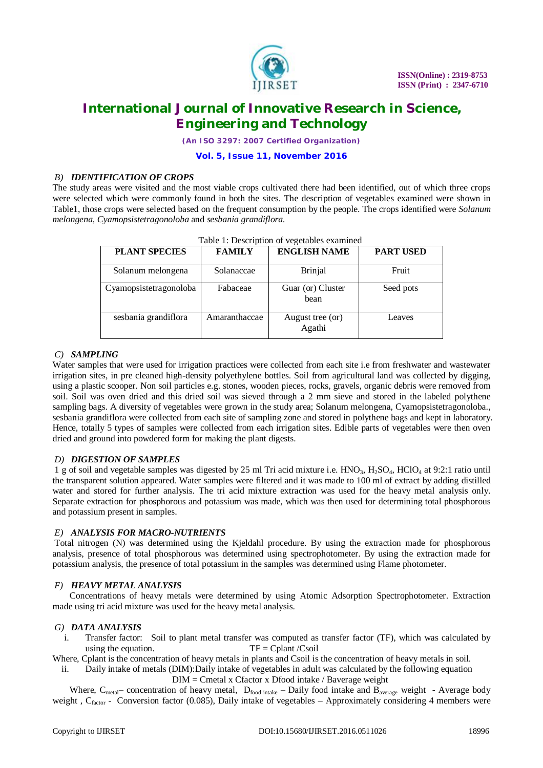### *B) IDENTIFICATION OF CROPS*

The study areas were visited and the most viable crops cultivated there had been identified, out of which three crops were selected which were commonly found in both the sites. The description of vegetables examined were shown in Table1, those crops were selected based on the frequent consumption by the people. The crops identified were *Solanum melongena*, *Cyamopsistetragonoloba* and *sesbania grandiflora*.

Table 1: Description of vegetables examined

| PLANT SPECIES | FAMILY | ENGLISH NAME | PART USED |
|---|---|---|---|
| Solanum melongena | Solanaccae | Brinjal | Fruit |
| Cyamopsistetragonoloba | Fabaceae | Guar (or) Cluster bean | Seed pots |
| sesbania grandiflora | Amaranthaccae | August tree (or) Agathi | Leaves |

### *C) SAMPLING*

Water samples that were used for irrigation practices were collected from each site i.e from freshwater and wastewater irrigation sites, in pre cleaned high-density polyethylene bottles. Soil from agricultural land was collected by digging, using a plastic scooper. Non soil particles e.g. stones, wooden pieces, rocks, gravels, organic debris were removed from soil. Soil was oven dried and this dried soil was sieved through a 2 mm sieve and stored in the labeled polythene sampling bags. A diversity of vegetables were grown in the study area; Solanum melongena, Cyamopsistetragonoloba., sesbania grandiflora were collected from each site of sampling zone and stored in polythene bags and kept in laboratory. Hence, totally 5 types of samples were collected from each irrigation sites. Edible parts of vegetables were then oven dried and ground into powdered form for making the plant digests.

### *D) DIGESTION OF SAMPLES*

1 g of soil and vegetable samples was digested by 25 ml Tri acid mixture i.e. $HNO_3$, $H_2SO_4$, $HClO_4$ at 9:2:1 ratio until the transparent solution appeared. Water samples were filtered and it was made to 100 ml of extract by adding distilled water and stored for further analysis. The tri acid mixture extraction was used for the heavy metal analysis only. Separate extraction for phosphorous and potassium was made, which was then used for determining total phosphorous and potassium present in samples.

### *E) ANALYSIS FOR MACRO-NUTRIENTS*

Total nitrogen (N) was determined using the Kjeldahl procedure. By using the extraction made for phosphorous analysis, presence of total phosphorous was determined using spectrophotometer. By using the extraction made for potassium analysis, the presence of total potassium in the samples was determined using Flame photometer.

### *F) HEAVY METAL ANALYSIS*

Concentrations of heavy metals were determined by using Atomic Adsorption Spectrophotometer. Extraction made using tri acid mixture was used for the heavy metal analysis.

### *G) DATA ANALYSIS*

i. Transfer factor: Soil to plant metal transfer was computed as transfer factor (TF), which was calculated by using the equation. $TF = C_{plant} / C_{soil}$

Where, Cplant is the concentration of heavy metals in plants and Csoil is the concentration of heavy metals in soil.

ii. Daily intake of metals (DIM):Daily intake of vegetables in adult was calculated by the following equation

$$DIM = C_{metal} \times C_{factor} \times D_{food\ intake} / B_{average\ weight}$$

Where, $C_{metal}$– concentration of heavy metal, $D_{food\ intake}$ – Daily food intake and $B_{average}$ weight - Average body weight , $C_{factor}$ - Conversion factor (0.085), Daily intake of vegetables – Approximately considering 4 members were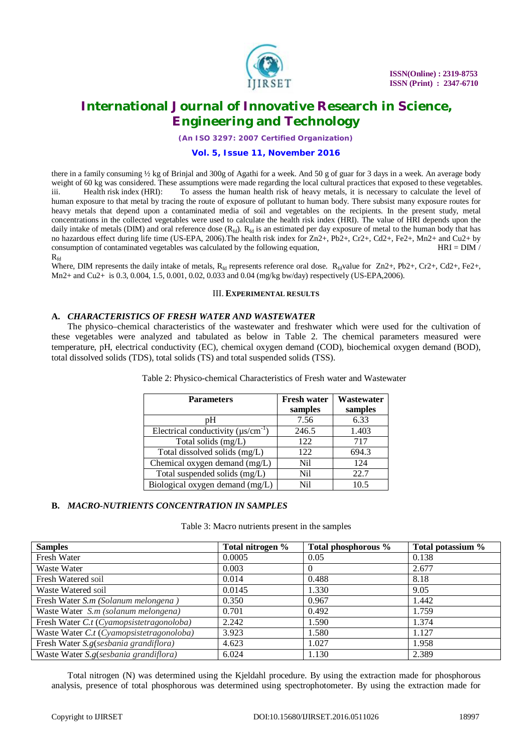there in a family consuming ½ kg of Brinjal and 300g of Agathi for a week. And 50 g of guar for 3 days in a week. An average body weight of 60 kg was considered. These assumptions were made regarding the local cultural practices that exposed to these vegetables.

iii. Health risk index (HRI): To assess the human health risk of heavy metals, it is necessary to calculate the level of human exposure to that metal by tracing the route of exposure of pollutant to human body. There subsist many exposure routes for heavy metals that depend upon a contaminated media of soil and vegetables on the recipients. In the present study, metal concentrations in the collected vegetables were used to calculate the health risk index (HRI). The value of HRI depends upon the daily intake of metals (DIM) and oral reference dose ($R_{fd}$). $R_{fd}$ is an estimated per day exposure of metal to the human body that has no hazardous effect during life time (US-EPA, 2006).The health risk index for $Zn^{2+}$, $Pb^{2+}$, $Cr^{2+}$, $Cd^{2+}$, $Fe^{2+}$, $Mn^{2+}$ and $Cu^{2+}$ by consumption of contaminated vegetables was calculated by the following equation,

$$HRI = DIM / R_{fd}$$

Where, DIM represents the daily intake of metals, $R_{fd}$ represents reference oral dose. $R_{fd}$ value for $Zn^{2+}$, $Pb^{2+}$, $Cr^{2+}$, $Cd^{2+}$, $Fe^{2+}$, $Mn^{2+}$ and $Cu^{2+}$ is 0.3, 0.004, 1.5, 0.001, 0.02, 0.033 and 0.04 (mg/kg bw/day) respectively (US-EPA,2006).

## III. EXPERIMENTAL RESULTS

### A. *CHARACTERISTICS OF FRESH WATER AND WASTEWATER*

The physico–chemical characteristics of the wastewater and freshwater which were used for the cultivation of these vegetables were analyzed and tabulated as below in Table 2. The chemical parameters measured were temperature, pH, electrical conductivity (EC), chemical oxygen demand (COD), biochemical oxygen demand (BOD), total dissolved solids (TDS), total solids (TS) and total suspended solids (TSS).

Table 2: Physico-chemical Characteristics of Fresh water and Wastewater

| Parameters | Fresh water samples | Wastewater samples |
|---|---|---|
| pH | 7.56 | 6.33 |
| Electrical conductivity ($\mu s/cm^{-1}$) | 246.5 | 1.403 |
| Total solids (mg/L) | 122 | 717 |
| Total dissolved solids (mg/L) | 122 | 694.3 |
| Chemical oxygen demand (mg/L) | Nil | 124 |
| Total suspended solids (mg/L) | Nil | 22.7 |
| Biological oxygen demand (mg/L) | Nil | 10.5 |

### B. *MACRO-NUTRIENTS CONCENTRATION IN SAMPLES*

Table 3: Macro nutrients present in the samples

| Samples | Total nitrogen % | Total phosphorous % | Total potassium % |
|---|---|---|---|
| Fresh Water | 0.0005 | 0.05 | 0.138 |
| Waste Water | 0.003 | 0 | 2.677 |
| Fresh Watered soil | 0.014 | 0.488 | 8.18 |
| Waste Watered soil | 0.0145 | 1.330 | 9.05 |
| Fresh Water *S.m (Solanum melongena )* | 0.350 | 0.967 | 1.442 |
| Waste Water *S.m (solanum melongena)* | 0.701 | 0.492 | 1.759 |
| Fresh Water *C.t (Cyamopsistetragonoloba)* | 2.242 | 1.590 | 1.374 |
| Waste Water *C.t (Cyamopsistetragonoloba)* | 3.923 | 1.580 | 1.127 |
| Fresh Water *S.g(sesbania grandiflora)* | 4.623 | 1.027 | 1.958 |
| Waste Water *S.g(sesbania grandiflora)* | 6.024 | 1.130 | 2.389 |

Total nitrogen (N) was determined using the Kjeldahl procedure. By using the extraction made for phosphorous analysis, presence of total phosphorous was determined using spectrophotometer. By using the extraction made for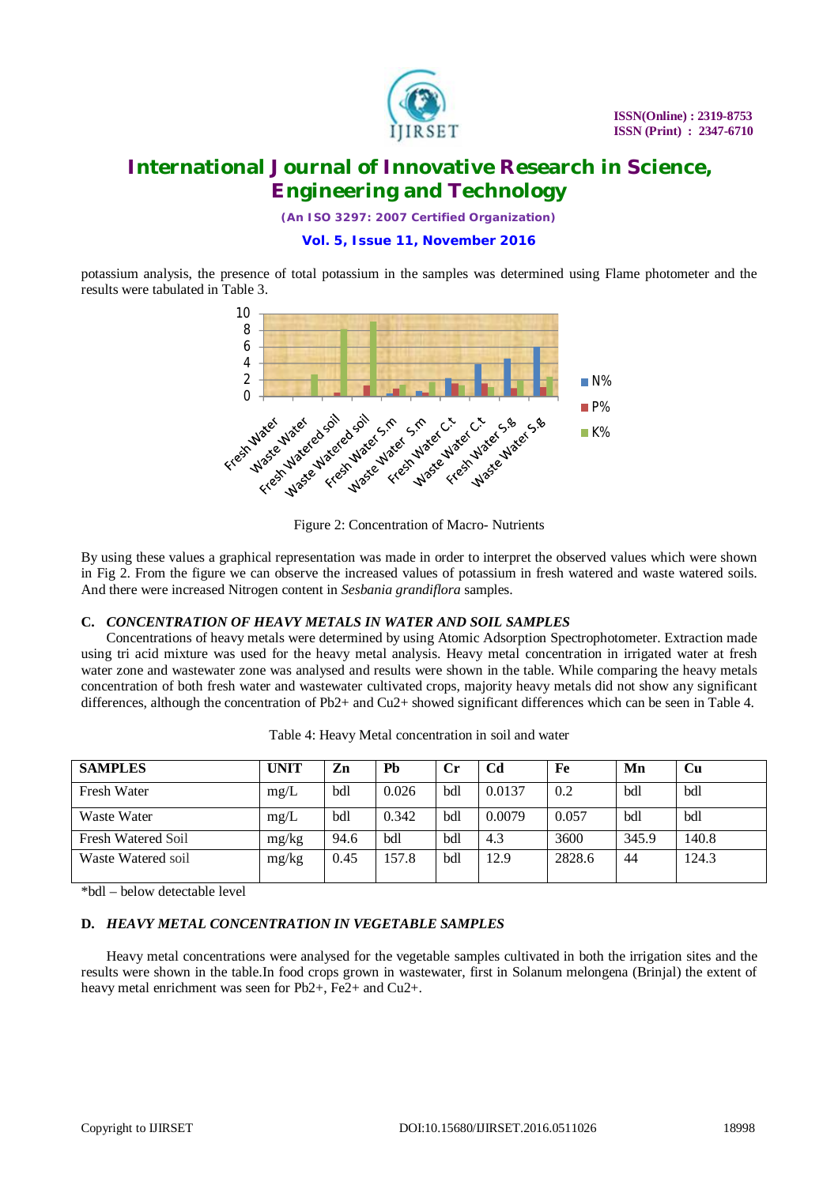potassium analysis, the presence of total potassium in the samples was determined using Flame photometer and the results were tabulated in Table 3.

Figure 2: Concentration of Macro- Nutrients

By using these values a graphical representation was made in order to interpret the observed values which were shown in Fig 2. From the figure we can observe the increased values of potassium in fresh watered and waste watered soils. And there were increased Nitrogen content in *Sesbania grandiflora* samples.

### C. *CONCENTRATION OF HEAVY METALS IN WATER AND SOIL SAMPLES*

Concentrations of heavy metals were determined by using Atomic Adsorption Spectrophotometer. Extraction made using tri acid mixture was used for the heavy metal analysis. Heavy metal concentration in irrigated water at fresh water zone and wastewater zone was analysed and results were shown in the table. While comparing the heavy metals concentration of both fresh water and wastewater cultivated crops, majority heavy metals did not show any significant differences, although the concentration of $Pb^{2+}$ and $Cu^{2+}$ showed significant differences which can be seen in Table 4.

Table 4: Heavy Metal concentration in soil and water

| SAMPLES | UNIT | Zn | Pb | Cr | Cd | Fe | Mn | Cu |
|---|---|---|---|---|---|---|---|---|
| Fresh Water | mg/L | bdl | 0.026 | bdl | 0.0137 | 0.2 | bdl | bdl |
| Waste Water | mg/L | bdl | 0.342 | bdl | 0.0079 | 0.057 | bdl | bdl |
| Fresh Watered Soil | mg/kg | 94.6 | bdl | bdl | 4.3 | 3600 | 345.9 | 140.8 |
| Waste Watered soil | mg/kg | 0.45 | 157.8 | bdl | 12.9 | 2828.6 | 44 | 124.3 |

*bdl – below detectable level

### D. *HEAVY METAL CONCENTRATION IN VEGETABLE SAMPLES*

Heavy metal concentrations were analysed for the vegetable samples cultivated in both the irrigation sites and the results were shown in the table.In food crops grown in wastewater, first in Solanum melongena (Brinjal) the extent of heavy metal enrichment was seen for $Pb^{2+}$, $Fe^{2+}$ and $Cu^{2+}$.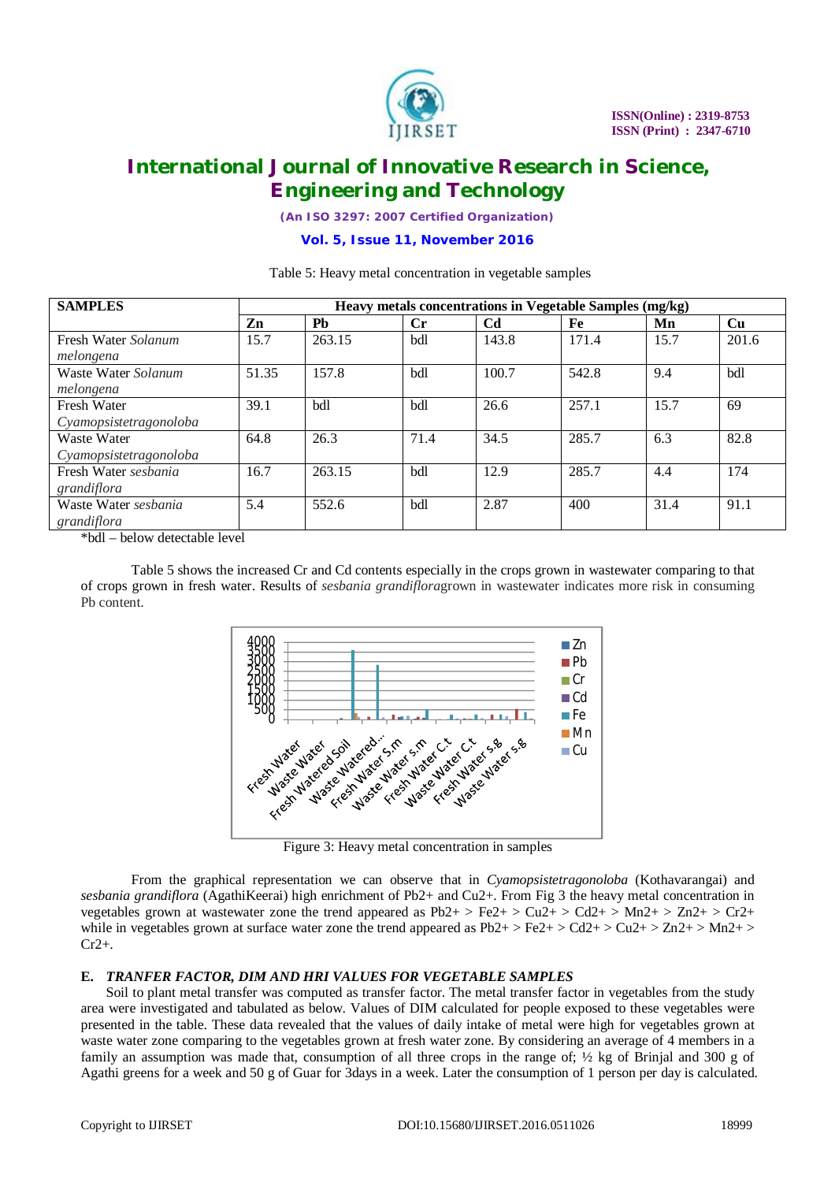Table 5: Heavy metal concentration in vegetable samples

| SAMPLES | Heavy metals concentrations in Vegetable Samples (mg/kg) | | | | | | |
|---|---|---|---|---|---|---|---|
| | Zn | Pb | Cr | Cd | Fe | Mn | Cu |
| Fresh Water *Solanum melongena* | 15.7 | 263.15 | bdl | 143.8 | 171.4 | 15.7 | 201.6 |
| Waste Water *Solanum melongena* | 51.35 | 157.8 | bdl | 100.7 | 542.8 | 9.4 | bdl |
| Fresh Water *Cyamopsistetragonoloba* | 39.1 | bdl | bdl | 26.6 | 257.1 | 15.7 | 69 |
| Waste Water *Cyamopsistetragonoloba* | 64.8 | 26.3 | 71.4 | 34.5 | 285.7 | 6.3 | 82.8 |
| Fresh Water *sesbania grandiflora* | 16.7 | 263.15 | bdl | 12.9 | 285.7 | 4.4 | 174 |
| Waste Water *sesbania grandiflora* | 5.4 | 552.6 | bdl | 2.87 | 400 | 31.4 | 91.1 |

*bdl – below detectable level

Table 5 shows the increased Cr and Cd contents especially in the crops grown in wastewater comparing to that of crops grown in fresh water. Results of *sesbania grandiflora*grown in wastewater indicates more risk in consuming Pb content.

Figure 3: Heavy metal concentration in samples

From the graphical representation we can observe that in *Cyamopsistetragonoloba* (Kothavarangai) and *sesbania grandiflora* (AgathiKeerai) high enrichment of Pb2+ and Cu2+. From Fig 3 the heavy metal concentration in vegetables grown at wastewater zone the trend appeared as Pb2+ > Fe2+ > Cu2+ > Cd2+ > Mn2+ > Zn2+ > Cr2+ while in vegetables grown at surface water zone the trend appeared as Pb2+ > Fe2+ > Cd2+ > Cu2+ > Zn2+ > Mn2+ > Cr2+.

### E. *TRANFER FACTOR, DIM AND HRI VALUES FOR VEGETABLE SAMPLES*

Soil to plant metal transfer was computed as transfer factor. The metal transfer factor in vegetables from the study area were investigated and tabulated as below. Values of DIM calculated for people exposed to these vegetables were presented in the table. These data revealed that the values of daily intake of metal were high for vegetables grown at waste water zone comparing to the vegetables grown at fresh water zone. By considering an average of 4 members in a family an assumption was made that, consumption of all three crops in the range of; ½ kg of Brinjal and 300 g of Agathi greens for a week and 50 g of Guar for 3days in a week. Later the consumption of 1 person per day is calculated.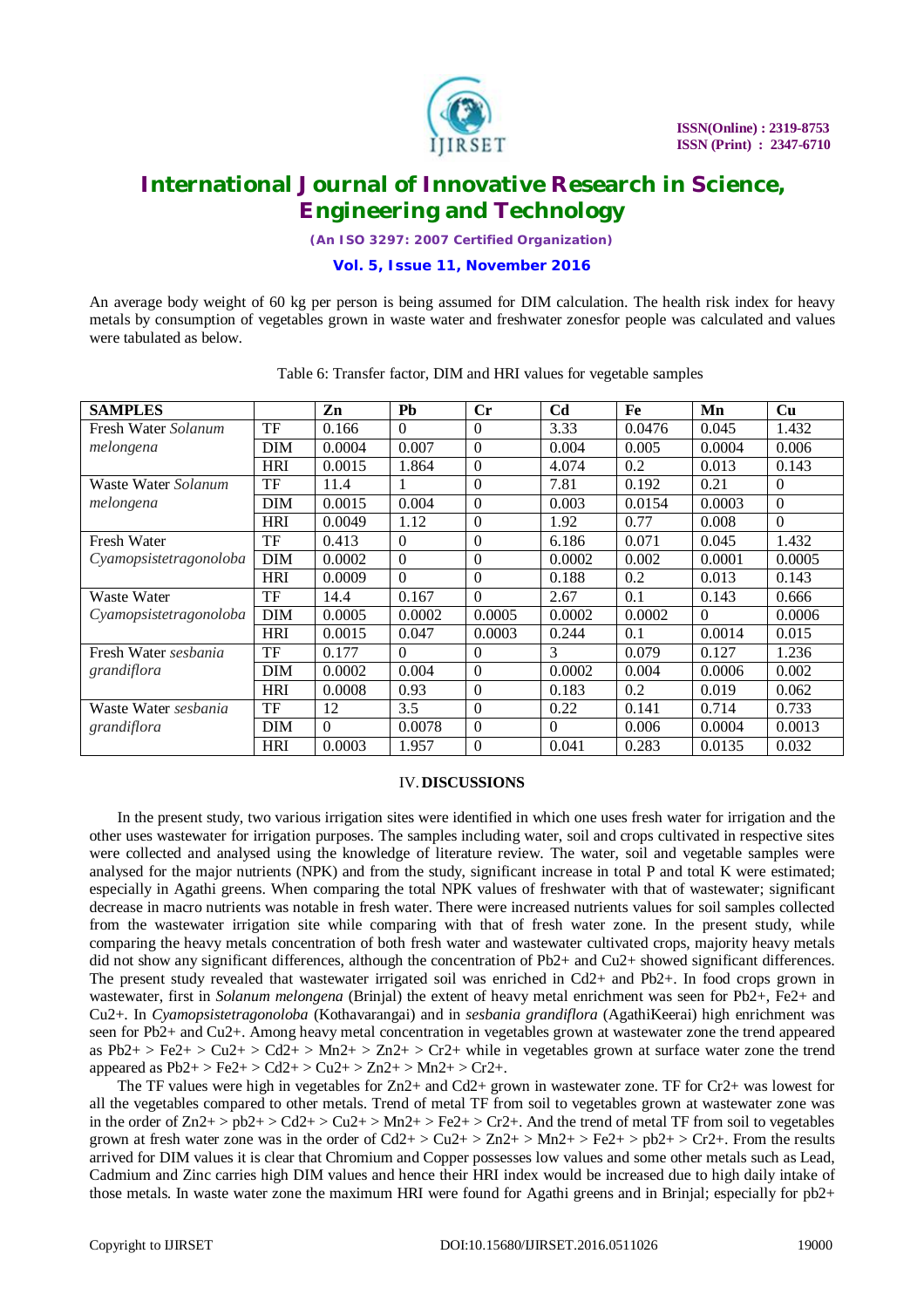An average body weight of 60 kg per person is being assumed for DIM calculation. The health risk index for heavy metals by consumption of vegetables grown in waste water and freshwater zonesfor people was calculated and values were tabulated as below.

Table 6: Transfer factor, DIM and HRI values for vegetable samples

| SAMPLES | | Zn | Pb | Cr | Cd | Fe | Mn | Cu |
|---|---|---|---|---|---|---|---|---|
| Fresh Water *Solanum melongena* | TF | 0.166 | 0 | 0 | 3.33 | 0.0476 | 0.045 | 1.432 |
| | DIM | 0.0004 | 0.007 | 0 | 0.004 | 0.005 | 0.0004 | 0.006 |
| | HRI | 0.0015 | 1.864 | 0 | 4.074 | 0.2 | 0.013 | 0.143 |
| Waste Water *Solanum melongena* | TF | 11.4 | 1 | 0 | 7.81 | 0.192 | 0.21 | 0 |
| | DIM | 0.0015 | 0.004 | 0 | 0.003 | 0.0154 | 0.0003 | 0 |
| | HRI | 0.0049 | 1.12 | 0 | 1.92 | 0.77 | 0.008 | 0 |
| Fresh Water Cyamopsistetragonoloba | TF | 0.413 | 0 | 0 | 6.186 | 0.071 | 0.045 | 1.432 |
| | DIM | 0.0002 | 0 | 0 | 0.0002 | 0.002 | 0.0001 | 0.0005 |
| | HRI | 0.0009 | 0 | 0 | 0.188 | 0.2 | 0.013 | 0.143 |
| Waste Water Cyamopsistetragonoloba | TF | 14.4 | 0.167 | 0 | 2.67 | 0.1 | 0.143 | 0.666 |
| | DIM | 0.0005 | 0.0002 | 0.0005 | 0.0002 | 0.0002 | 0 | 0.0006 |
| | HRI | 0.0015 | 0.047 | 0.0003 | 0.244 | 0.1 | 0.0014 | 0.015 |
| Fresh Water *sesbania grandiflora* | TF | 0.177 | 0 | 0 | 3 | 0.079 | 0.127 | 1.236 |
| | DIM | 0.0002 | 0.004 | 0 | 0.0002 | 0.004 | 0.0006 | 0.002 |
| | HRI | 0.0008 | 0.93 | 0 | 0.183 | 0.2 | 0.019 | 0.062 |
| Waste Water *sesbania grandiflora* | TF | 12 | 3.5 | 0 | 0.22 | 0.141 | 0.714 | 0.733 |
| | DIM | 0 | 0.0078 | 0 | 0 | 0.006 | 0.0004 | 0.0013 |
| | HRI | 0.0003 | 1.957 | 0 | 0.041 | 0.283 | 0.0135 | 0.032 |

## IV. DISCUSSIONS

In the present study, two various irrigation sites were identified in which one uses fresh water for irrigation and the other uses wastewater for irrigation purposes. The samples including water, soil and crops cultivated in respective sites were collected and analysed using the knowledge of literature review. The water, soil and vegetable samples were analysed for the major nutrients (NPK) and from the study, significant increase in total P and total K were estimated; especially in Agathi greens. When comparing the total NPK values of freshwater with that of wastewater; significant decrease in macro nutrients was notable in fresh water. There were increased nutrients values for soil samples collected from the wastewater irrigation site while comparing with that of fresh water zone. In the present study, while comparing the heavy metals concentration of both fresh water and wastewater cultivated crops, majority heavy metals did not show any significant differences, although the concentration of $Pb^{2+}$ and $Cu^{2+}$ showed significant differences. The present study revealed that wastewater irrigated soil was enriched in $Cd^{2+}$ and $Pb^{2+}$. In food crops grown in wastewater, first in *Solanum melongena* (Brinjal) the extent of heavy metal enrichment was seen for $Pb^{2+}$, $Fe^{2+}$ and $Cu^{2+}$. In *Cyamopsistetragonoloba* (Kothavarangai) and in *sesbania grandiflora* (AgathiKeerai) high enrichment was seen for $Pb^{2+}$ and $Cu^{2+}$. Among heavy metal concentration in vegetables grown at wastewater zone the trend appeared as $Pb^{2+} > Fe^{2+} > Cu^{2+} > Cd^{2+} > Mn^{2+} > Zn^{2+} > Cr^{2+}$ while in vegetables grown at surface water zone the trend appeared as $Pb^{2+} > Fe^{2+} > Cd^{2+} > Cu^{2+} > Zn^{2+} > Mn^{2+} > Cr^{2+}$.

The TF values were high in vegetables for $Zn^{2+}$ and $Cd^{2+}$ grown in wastewater zone. TF for $Cr^{2+}$ was lowest for all the vegetables compared to other metals. Trend of metal TF from soil to vegetables grown at wastewater zone was in the order of $Zn^{2+} > pb^{2+} > Cd^{2+} > Cu^{2+} > Mn^{2+} > Fe^{2+} > Cr^{2+}$. And the trend of metal TF from soil to vegetables grown at fresh water zone was in the order of $Cd^{2+} > Cu^{2+} > Zn^{2+} > Mn^{2+} > Fe^{2+} > pb^{2+} > Cr^{2+}$. From the results arrived for DIM values it is clear that Chromium and Copper possesses low values and some other metals such as Lead, Cadmium and Zinc carries high DIM values and hence their HRI index would be increased due to high daily intake of those metals. In waste water zone the maximum HRI were found for Agathi greens and in Brinjal; especially for $pb^{2+}$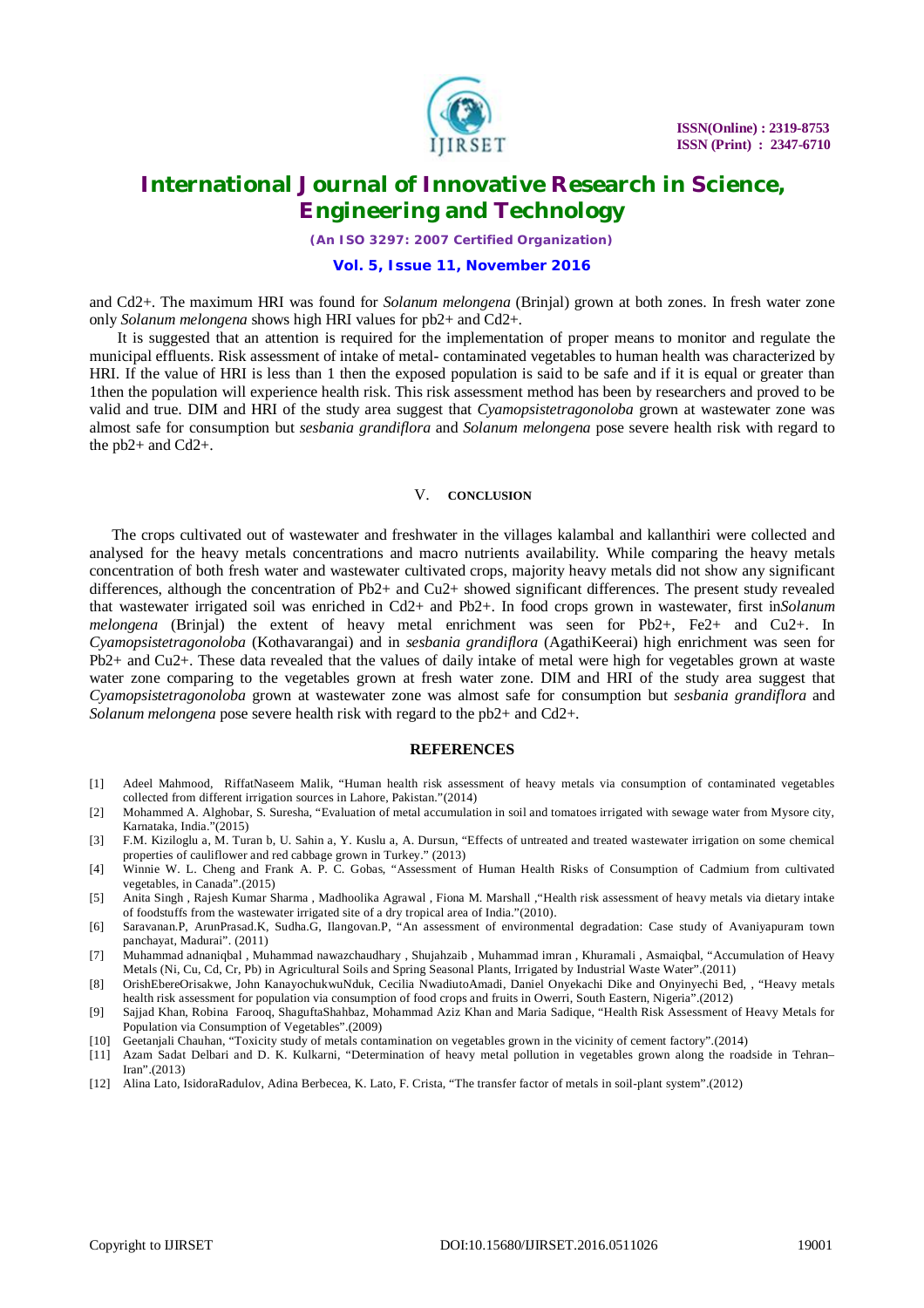and $Cd^{2+}$. The maximum HRI was found for *Solanum melongena* (Brinjal) grown at both zones. In fresh water zone only *Solanum melongena* shows high HRI values for $pb^{2+}$ and $Cd^{2+}$.

It is suggested that an attention is required for the implementation of proper means to monitor and regulate the municipal effluents. Risk assessment of intake of metal- contaminated vegetables to human health was characterized by HRI. If the value of HRI is less than 1 then the exposed population is said to be safe and if it is equal or greater than 1then the population will experience health risk. This risk assessment method has been by researchers and proved to be valid and true. DIM and HRI of the study area suggest that *Cyamopsistetragonoloba* grown at wastewater zone was almost safe for consumption but *sesbania grandiflora* and *Solanum melongena* pose severe health risk with regard to the $pb^{2+}$ and $Cd^{2+}$.

## V. CONCLUSION

The crops cultivated out of wastewater and freshwater in the villages kalambal and kallanthiri were collected and analysed for the heavy metals concentrations and macro nutrients availability. While comparing the heavy metals concentration of both fresh water and wastewater cultivated crops, majority heavy metals did not show any significant differences, although the concentration of $Pb^{2+}$ and $Cu^{2+}$ showed significant differences. The present study revealed that wastewater irrigated soil was enriched in $Cd^{2+}$ and $Pb^{2+}$. In food crops grown in wastewater, first in*Solanum melongena* (Brinjal) the extent of heavy metal enrichment was seen for $Pb^{2+}$, $Fe^{2+}$ and $Cu^{2+}$. In *Cyamopsistetragonoloba* (Kothavarangai) and in *sesbania grandiflora* (AgathiKeerai) high enrichment was seen for $Pb^{2+}$ and $Cu^{2+}$. These data revealed that the values of daily intake of metal were high for vegetables grown at waste water zone comparing to the vegetables grown at fresh water zone. DIM and HRI of the study area suggest that *Cyamopsistetragonoloba* grown at wastewater zone was almost safe for consumption but *sesbania grandiflora* and *Solanum melongena* pose severe health risk with regard to the $pb^{2+}$ and $Cd^{2+}$.

## REFERENCES

[1] Adeel Mahmood, RiffatNaseem Malik, "Human health risk assessment of heavy metals via consumption of contaminated vegetables collected from different irrigation sources in Lahore, Pakistan."(2014)

[2] Mohammed A. Alghobar, S. Suresha, "Evaluation of metal accumulation in soil and tomatoes irrigated with sewage water from Mysore city, Karnataka, India."(2015)

[3] F.M. Kiziloglu a, M. Turan b, U. Sahin a, Y. Kuslu a, A. Dursun, "Effects of untreated and treated wastewater irrigation on some chemical properties of cauliflower and red cabbage grown in Turkey." (2013)

[4] Winnie W. L. Cheng and Frank A. P. C. Gobas, "Assessment of Human Health Risks of Consumption of Cadmium from cultivated vegetables, in Canada".(2015)

[5] Anita Singh , Rajesh Kumar Sharma , Madhoolika Agrawal , Fiona M. Marshall ,"Health risk assessment of heavy metals via dietary intake of foodstuffs from the wastewater irrigated site of a dry tropical area of India."(2010).

[6] Saravanan.P, ArunPrasad.K, Sudha.G, Ilangovan.P, "An assessment of environmental degradation: Case study of Avaniyapuram town panchayat, Madurai". (2011)

[7] Muhammad adnaniqbal , Muhammad nawazchaudhary , Shujahzaib , Muhammad imran , Khuramali , Asmaiqbal, "Accumulation of Heavy Metals (Ni, Cu, Cd, Cr, Pb) in Agricultural Soils and Spring Seasonal Plants, Irrigated by Industrial Waste Water".(2011)

[8] OrishEbereOrisakwe, John KanayochukwuNduk, Cecilia NwadiutoAmadi, Daniel Onyekachi Dike and Onyinyechi Bed, , "Heavy metals health risk assessment for population via consumption of food crops and fruits in Owerri, South Eastern, Nigeria".(2012)

[9] Sajjad Khan, Robina Farooq, ShaguftaShahbaz, Muhammad Aziz Khan and Maria Sadique, "Health Risk Assessment of Heavy Metals for Population via Consumption of Vegetables".(2009)

[10] Geetanjali Chauhan, "Toxicity study of metals contamination on vegetables grown in the vicinity of cement factory".(2014)

[11] Azam Sadat Delbari and D. K. Kulkarni, "Determination of heavy metal pollution in vegetables grown along the roadside in Tehran–Iran".(2013)

[12] Alina Lato, IsidoraRadulov, Adina Berbecea, K. Lato, F. Crista, "The transfer factor of metals in soil-plant system".(2012)